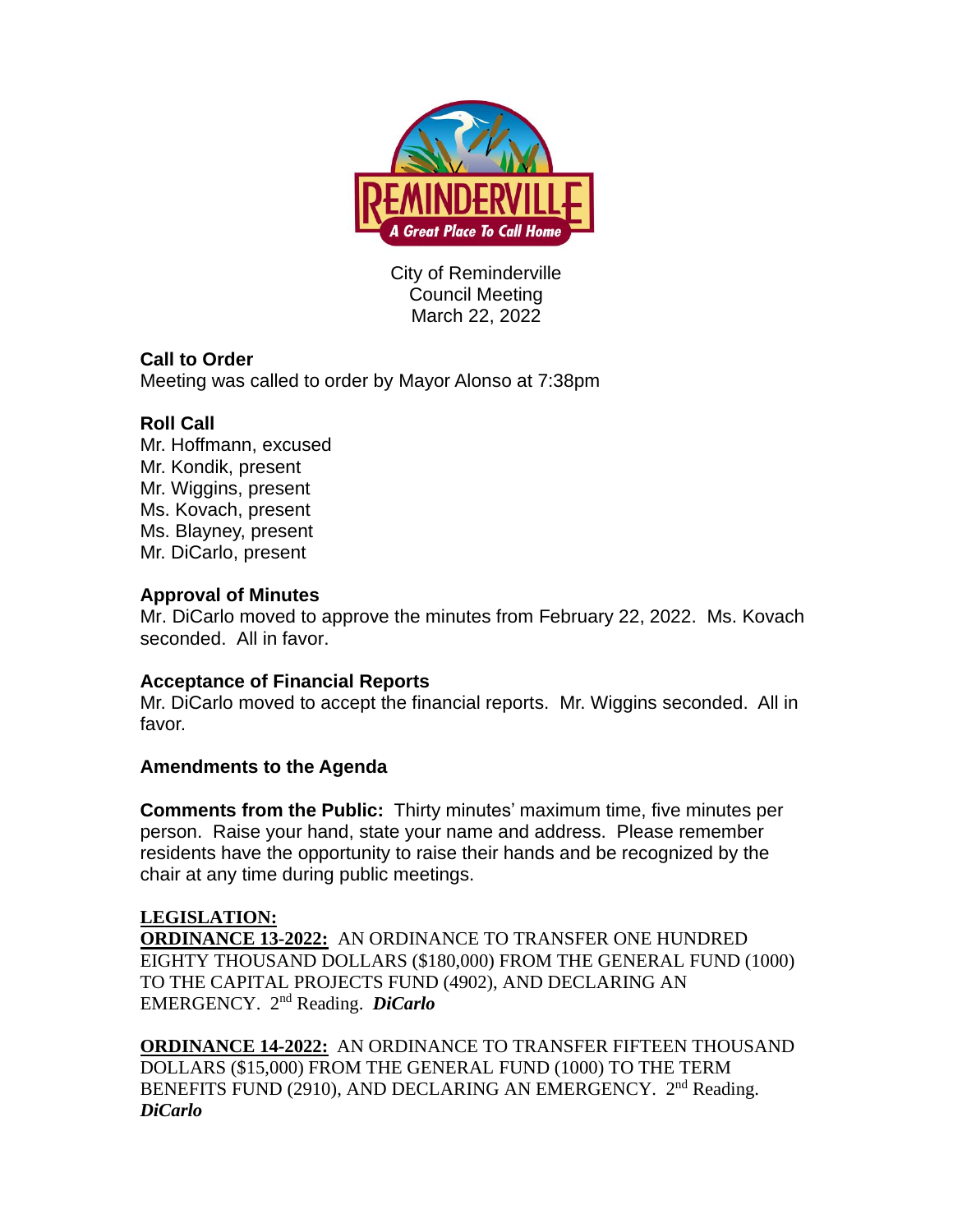City of Reminderville
Council Meeting
March 22, 2022

**Call to Order**
Meeting was called to order by Mayor Alonso at 7:38pm

**Roll Call**
Mr. Hoffmann, excused
Mr. Kondik, present
Mr. Wiggins, present
Ms. Kovach, present
Ms. Blayney, present
Mr. DiCarlo, present

**Approval of Minutes**
Mr. DiCarlo moved to approve the minutes from February 22, 2022. Ms. Kovach seconded. All in favor.

**Acceptance of Financial Reports**
Mr. DiCarlo moved to accept the financial reports. Mr. Wiggins seconded. All in favor.

**Amendments to the Agenda**

**Comments from the Public:** Thirty minutes' maximum time, five minutes per person. Raise your hand, state your name and address. Please remember residents have the opportunity to raise their hands and be recognized by the chair at any time during public meetings.

**LEGISLATION:**
**ORDINANCE 13-2022:** AN ORDINANCE TO TRANSFER ONE HUNDRED EIGHTY THOUSAND DOLLARS ($180,000) FROM THE GENERAL FUND (1000) TO THE CAPITAL PROJECTS FUND (4902), AND DECLARING AN EMERGENCY. 2nd Reading. ***DiCarlo***

**ORDINANCE 14-2022:** AN ORDINANCE TO TRANSFER FIFTEEN THOUSAND DOLLARS ($15,000) FROM THE GENERAL FUND (1000) TO THE TERM BENEFITS FUND (2910), AND DECLARING AN EMERGENCY. 2nd Reading. ***DiCarlo***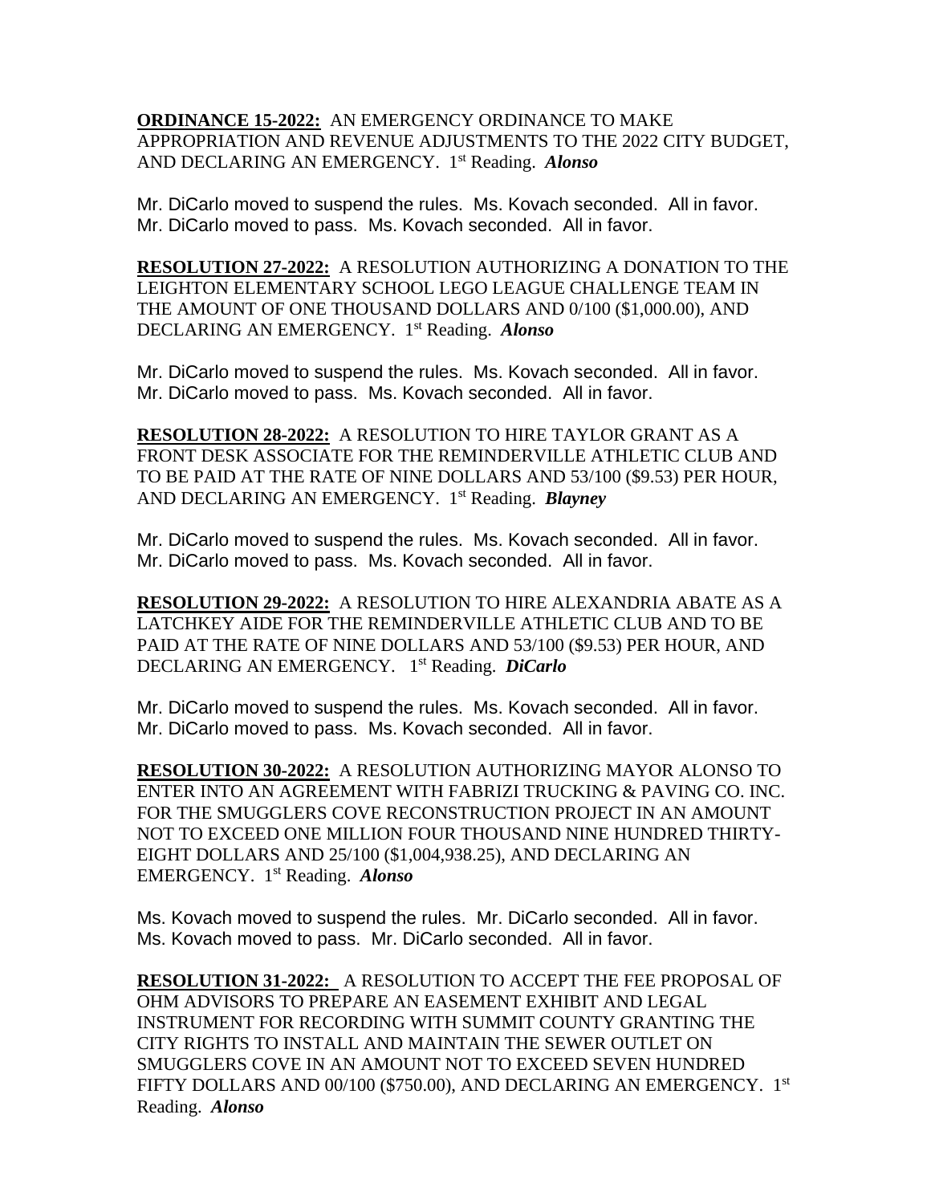**ORDINANCE 15-2022:** AN EMERGENCY ORDINANCE TO MAKE APPROPRIATION AND REVENUE ADJUSTMENTS TO THE 2022 CITY BUDGET, AND DECLARING AN EMERGENCY. 1st Reading. ***Alonso***

Mr. DiCarlo moved to suspend the rules. Ms. Kovach seconded. All in favor.
Mr. DiCarlo moved to pass. Ms. Kovach seconded. All in favor.

**RESOLUTION 27-2022:** A RESOLUTION AUTHORIZING A DONATION TO THE LEIGHTON ELEMENTARY SCHOOL LEGO LEAGUE CHALLENGE TEAM IN THE AMOUNT OF ONE THOUSAND DOLLARS AND 0/100 ($1,000.00), AND DECLARING AN EMERGENCY. 1st Reading. ***Alonso***

Mr. DiCarlo moved to suspend the rules. Ms. Kovach seconded. All in favor.
Mr. DiCarlo moved to pass. Ms. Kovach seconded. All in favor.

**RESOLUTION 28-2022:** A RESOLUTION TO HIRE TAYLOR GRANT AS A FRONT DESK ASSOCIATE FOR THE REMINDERVILLE ATHLETIC CLUB AND TO BE PAID AT THE RATE OF NINE DOLLARS AND 53/100 ($9.53) PER HOUR, AND DECLARING AN EMERGENCY. 1st Reading. ***Blayney***

Mr. DiCarlo moved to suspend the rules. Ms. Kovach seconded. All in favor.
Mr. DiCarlo moved to pass. Ms. Kovach seconded. All in favor.

**RESOLUTION 29-2022:** A RESOLUTION TO HIRE ALEXANDRIA ABATE AS A LATCHKEY AIDE FOR THE REMINDERVILLE ATHLETIC CLUB AND TO BE PAID AT THE RATE OF NINE DOLLARS AND 53/100 ($9.53) PER HOUR, AND DECLARING AN EMERGENCY. 1st Reading. ***DiCarlo***

Mr. DiCarlo moved to suspend the rules. Ms. Kovach seconded. All in favor.
Mr. DiCarlo moved to pass. Ms. Kovach seconded. All in favor.

**RESOLUTION 30-2022:** A RESOLUTION AUTHORIZING MAYOR ALONSO TO ENTER INTO AN AGREEMENT WITH FABRIZI TRUCKING & PAVING CO. INC. FOR THE SMUGGLERS COVE RECONSTRUCTION PROJECT IN AN AMOUNT NOT TO EXCEED ONE MILLION FOUR THOUSAND NINE HUNDRED THIRTY-EIGHT DOLLARS AND 25/100 ($1,004,938.25), AND DECLARING AN EMERGENCY. 1st Reading. ***Alonso***

Ms. Kovach moved to suspend the rules. Mr. DiCarlo seconded. All in favor.
Ms. Kovach moved to pass. Mr. DiCarlo seconded. All in favor.

**RESOLUTION 31-2022:** A RESOLUTION TO ACCEPT THE FEE PROPOSAL OF OHM ADVISORS TO PREPARE AN EASEMENT EXHIBIT AND LEGAL INSTRUMENT FOR RECORDING WITH SUMMIT COUNTY GRANTING THE CITY RIGHTS TO INSTALL AND MAINTAIN THE SEWER OUTLET ON SMUGGLERS COVE IN AN AMOUNT NOT TO EXCEED SEVEN HUNDRED FIFTY DOLLARS AND 00/100 ($750.00), AND DECLARING AN EMERGENCY. 1st Reading. ***Alonso***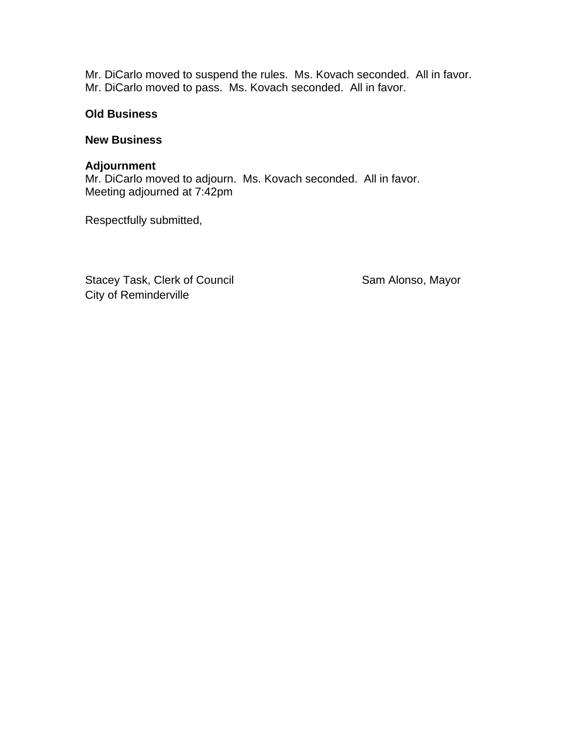Mr. DiCarlo moved to suspend the rules. Ms. Kovach seconded. All in favor.
Mr. DiCarlo moved to pass. Ms. Kovach seconded. All in favor.

**Old Business**

**New Business**

**Adjournment**
Mr. DiCarlo moved to adjourn. Ms. Kovach seconded. All in favor.
Meeting adjourned at 7:42pm

Respectfully submitted,

Stacey Task, Clerk of Council
City of Reminderville

Sam Alonso, Mayor